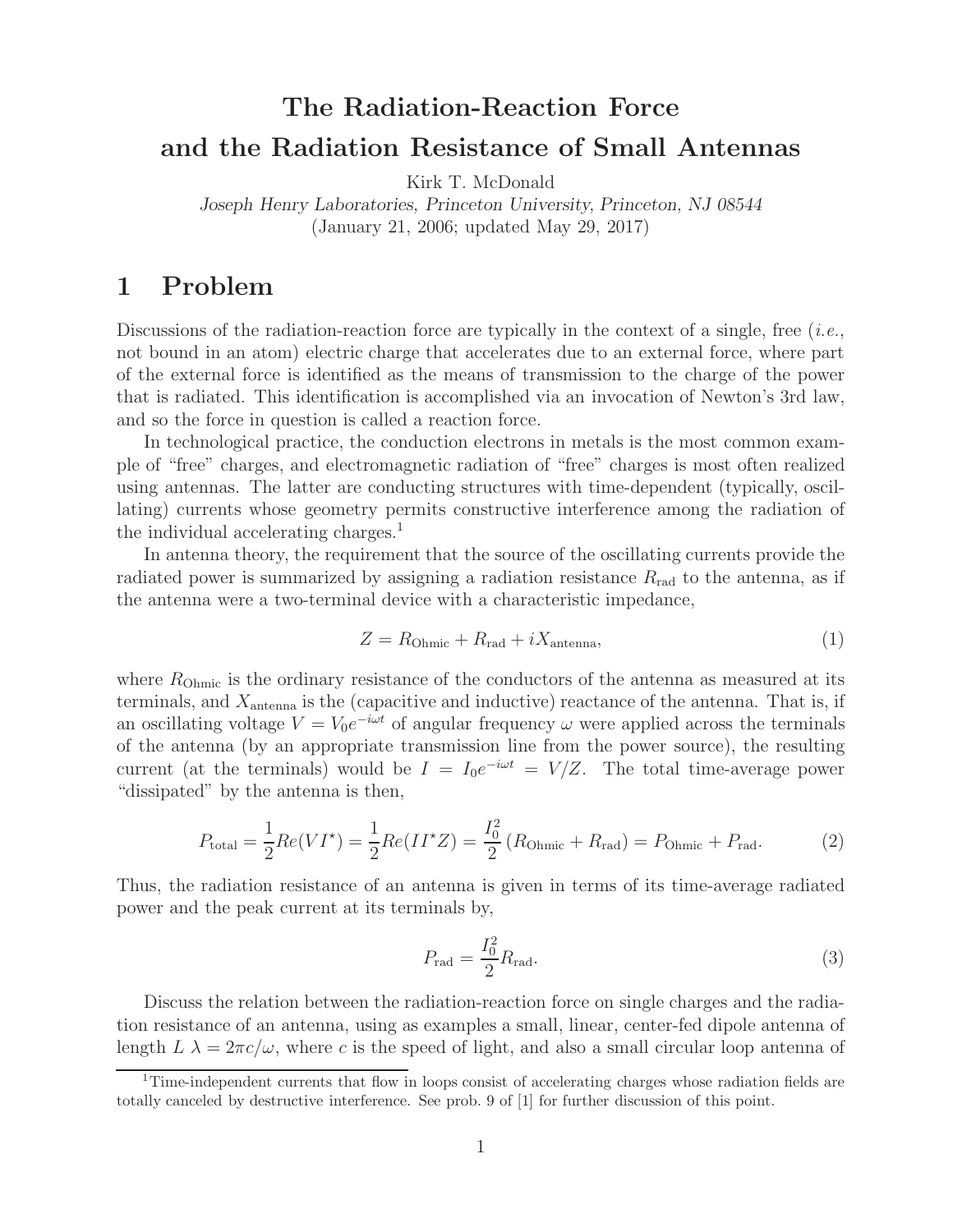# The Radiation-Reaction Force and the Radiation Resistance of Small Antennas

Kirk T. McDonald

*Joseph Henry Laboratories, Princeton University, Princeton, NJ 08544*

(January 21, 2006; updated May 29, 2017)

## 1 Problem

Discussions of the radiation-reaction force are typically in the context of a single, free (*i.e.*, not bound in an atom) electric charge that accelerates due to an external force, where part of the external force is identified as the means of transmission to the charge of the power that is radiated. This identification is accomplished via an invocation of Newton's 3rd law, and so the force in question is called a reaction force.

In technological practice, the conduction electrons in metals is the most common example of "free" charges, and electromagnetic radiation of "free" charges is most often realized using antennas. The latter are conducting structures with time-dependent (typically, oscillating) currents whose geometry permits constructive interference among the radiation of the individual accelerating charges.[1]

In antenna theory, the requirement that the source of the oscillating currents provide the radiated power is summarized by assigning a radiation resistance $R_{\rm rad}$ to the antenna, as if the antenna were a two-terminal device with a characteristic impedance,

$$Z = R_{\rm Ohmic} + R_{\rm rad} + iX_{\rm antenna}, \tag{1}$$

where $R_{\rm Ohmic}$ is the ordinary resistance of the conductors of the antenna as measured at its terminals, and $X_{\rm antenna}$ is the (capacitive and inductive) reactance of the antenna. That is, if an oscillating voltage $V = V_0 e^{-i\omega t}$ of angular frequency $\omega$ were applied across the terminals of the antenna (by an appropriate transmission line from the power source), the resulting current (at the terminals) would be $I = I_0 e^{-i\omega t} = V/Z$. The total time-average power "dissipated" by the antenna is then,

$$P_{\rm total} = \frac{1}{2} Re(VI^\star) = \frac{1}{2} Re(II^\star Z) = \frac{I_0^2}{2}\left(R_{\rm Ohmic} + R_{\rm rad}\right) = P_{\rm Ohmic} + P_{\rm rad}. \tag{2}$$

Thus, the radiation resistance of an antenna is given in terms of its time-average radiated power and the peak current at its terminals by,

$$P_{\rm rad} = \frac{I_0^2}{2} R_{\rm rad}. \tag{3}$$

Discuss the relation between the radiation-reaction force on single charges and the radiation resistance of an antenna, using as examples a small, linear, center-fed dipole antenna of length $L \lambda = 2\pi c/\omega$, where $c$ is the speed of light, and also a small circular loop antenna of

[1] Time-independent currents that flow in loops consist of accelerating charges whose radiation fields are totally canceled by destructive interference. See prob. 9 of [1] for further discussion of this point.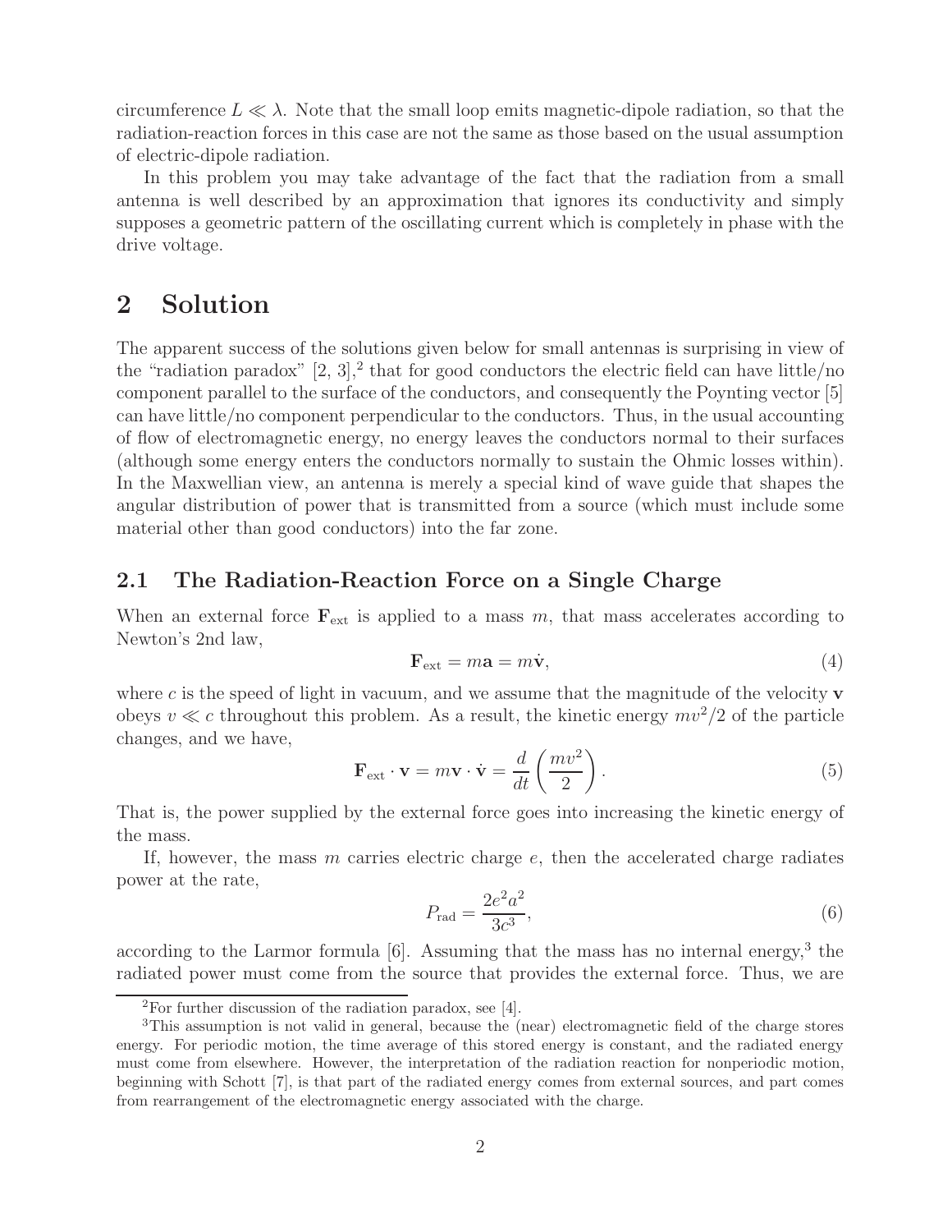circumference $L \ll \lambda$. Note that the small loop emits magnetic-dipole radiation, so that the radiation-reaction forces in this case are not the same as those based on the usual assumption of electric-dipole radiation.

In this problem you may take advantage of the fact that the radiation from a small antenna is well described by an approximation that ignores its conductivity and simply supposes a geometric pattern of the oscillating current which is completely in phase with the drive voltage.

# 2 Solution

The apparent success of the solutions given below for small antennas is surprising in view of the "radiation paradox" [2, 3],[2] that for good conductors the electric field can have little/no component parallel to the surface of the conductors, and consequently the Poynting vector [5] can have little/no component perpendicular to the conductors. Thus, in the usual accounting of flow of electromagnetic energy, no energy leaves the conductors normal to their surfaces (although some energy enters the conductors normally to sustain the Ohmic losses within). In the Maxwellian view, an antenna is merely a special kind of wave guide that shapes the angular distribution of power that is transmitted from a source (which must include some material other than good conductors) into the far zone.

## 2.1 The Radiation-Reaction Force on a Single Charge

When an external force $\mathbf{F}_{\rm ext}$ is applied to a mass $m$, that mass accelerates according to Newton's 2nd law,

$$\mathbf{F}_{\rm ext} = m\mathbf{a} = m\dot{\mathbf{v}}, \tag{4}$$

where $c$ is the speed of light in vacuum, and we assume that the magnitude of the velocity $\mathbf{v}$ obeys $v \ll c$ throughout this problem. As a result, the kinetic energy $mv^2/2$ of the particle changes, and we have,

$$\mathbf{F}_{\rm ext} \cdot \mathbf{v} = m\mathbf{v} \cdot \dot{\mathbf{v}} = \frac{d}{dt}\left(\frac{mv^2}{2}\right). \tag{5}$$

That is, the power supplied by the external force goes into increasing the kinetic energy of the mass.

If, however, the mass $m$ carries electric charge $e$, then the accelerated charge radiates power at the rate,

$$P_{\rm rad} = \frac{2e^2a^2}{3c^3}, \tag{6}$$

according to the Larmor formula [6]. Assuming that the mass has no internal energy,[3] the radiated power must come from the source that provides the external force. Thus, we are

[2] For further discussion of the radiation paradox, see [4].

[3] This assumption is not valid in general, because the (near) electromagnetic field of the charge stores energy. For periodic motion, the time average of this stored energy is constant, and the radiated energy must come from elsewhere. However, the interpretation of the radiation reaction for nonperiodic motion, beginning with Schott [7], is that part of the radiated energy comes from external sources, and part comes from rearrangement of the electromagnetic energy associated with the charge.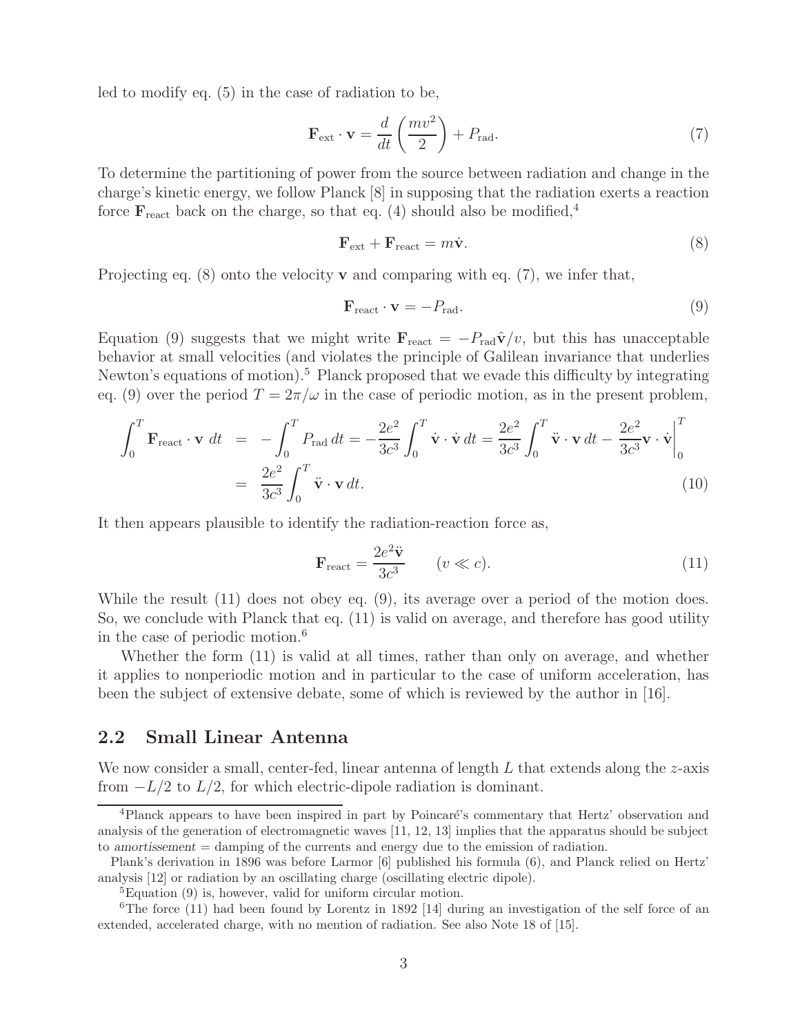led to modify eq. (5) in the case of radiation to be,

$$\mathbf{F}_{\rm ext} \cdot \mathbf{v} = \frac{d}{dt}\left(\frac{mv^2}{2}\right) + P_{\rm rad}. \tag{7}$$

To determine the partitioning of power from the source between radiation and change in the charge's kinetic energy, we follow Planck [8] in supposing that the radiation exerts a reaction force $\mathbf{F}_{\rm react}$ back on the charge, so that eq. (4) should also be modified,[4]

$$\mathbf{F}_{\rm ext} + \mathbf{F}_{\rm react} = m\dot{\mathbf{v}}. \tag{8}$$

Projecting eq. (8) onto the velocity $\mathbf{v}$ and comparing with eq. (7), we infer that,

$$\mathbf{F}_{\rm react} \cdot \mathbf{v} = -P_{\rm rad}. \tag{9}$$

Equation (9) suggests that we might write $\mathbf{F}_{\rm react} = -P_{\rm rad}\hat{\mathbf{v}}/v$, but this has unacceptable behavior at small velocities (and violates the principle of Galilean invariance that underlies Newton's equations of motion).[5] Planck proposed that we evade this difficulty by integrating eq. (9) over the period $T = 2\pi/\omega$ in the case of periodic motion, as in the present problem,

$$\begin{aligned}
\int_0^T \mathbf{F}_{\rm react} \cdot \mathbf{v}\, dt &= -\int_0^T P_{\rm rad}\, dt = -\frac{2e^2}{3c^3}\int_0^T \dot{\mathbf{v}} \cdot \dot{\mathbf{v}}\, dt = \frac{2e^2}{3c^3}\int_0^T \ddot{\mathbf{v}} \cdot \mathbf{v}\, dt - \frac{2e^2}{3c^3}\mathbf{v} \cdot \dot{\mathbf{v}}\Big|_0^T \\
&= \frac{2e^2}{3c^3}\int_0^T \ddot{\mathbf{v}} \cdot \mathbf{v}\, dt.
\end{aligned} \tag{10}$$

It then appears plausible to identify the radiation-reaction force as,

$$\mathbf{F}_{\rm react} = \frac{2e^2\ddot{\mathbf{v}}}{3c^3} \qquad (v \ll c). \tag{11}$$

While the result (11) does not obey eq. (9), its average over a period of the motion does. So, we conclude with Planck that eq. (11) is valid on average, and therefore has good utility in the case of periodic motion.[6]

Whether the form (11) is valid at all times, rather than only on average, and whether it applies to nonperiodic motion and in particular to the case of uniform acceleration, has been the subject of extensive debate, some of which is reviewed by the author in [16].

## 2.2 Small Linear Antenna

We now consider a small, center-fed, linear antenna of length $L$ that extends along the $z$-axis from $-L/2$ to $L/2$, for which electric-dipole radiation is dominant.

---

[4] Planck appears to have been inspired in part by Poincaré's commentary that Hertz' observation and analysis of the generation of electromagnetic waves [11, 12, 13] implies that the apparatus should be subject to *amortissement* = damping of the currents and energy due to the emission of radiation.

Plank's derivation in 1896 was before Larmor [6] published his formula (6), and Planck relied on Hertz' analysis [12] or radiation by an oscillating charge (oscillating electric dipole).

[5] Equation (9) is, however, valid for uniform circular motion.

[6] The force (11) had been found by Lorentz in 1892 [14] during an investigation of the self force of an extended, accelerated charge, with no mention of radiation. See also Note 18 of [15].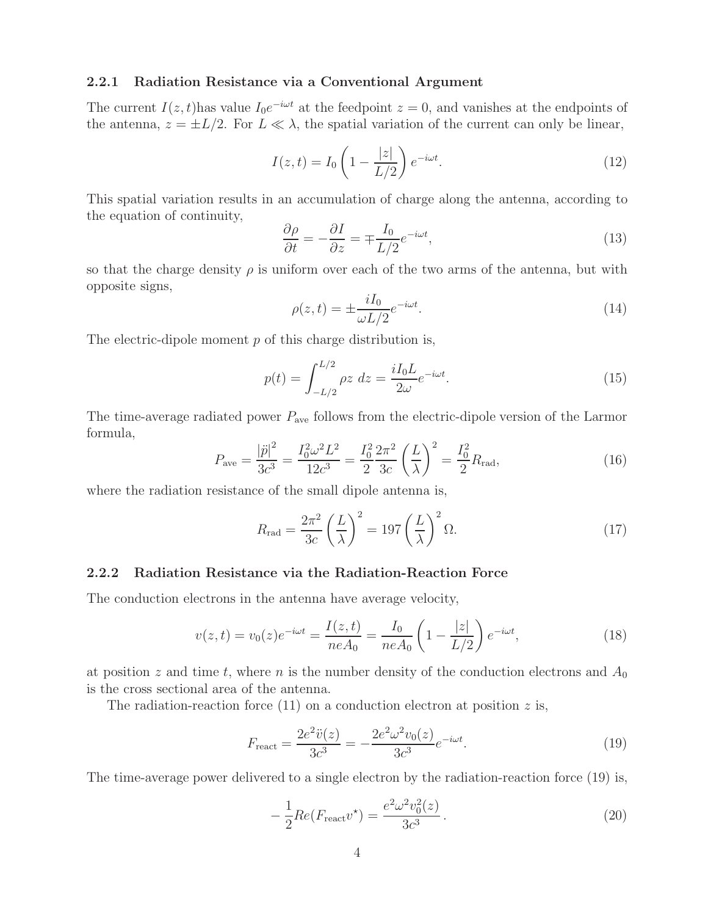### 2.2.1 Radiation Resistance via a Conventional Argument

The current $I(z,t)$has value $I_0 e^{-i\omega t}$ at the feedpoint $z = 0$, and vanishes at the endpoints of the antenna, $z = \pm L/2$. For $L \ll \lambda$, the spatial variation of the current can only be linear,

$$I(z,t) = I_0 \left(1 - \frac{|z|}{L/2}\right) e^{-i\omega t}. \tag{12}$$

This spatial variation results in an accumulation of charge along the antenna, according to the equation of continuity,

$$\frac{\partial \rho}{\partial t} = -\frac{\partial I}{\partial z} = \mp \frac{I_0}{L/2} e^{-i\omega t}, \tag{13}$$

so that the charge density $\rho$ is uniform over each of the two arms of the antenna, but with opposite signs,

$$\rho(z,t) = \pm \frac{i I_0}{\omega L/2} e^{-i\omega t}. \tag{14}$$

The electric-dipole moment $p$ of this charge distribution is,

$$p(t) = \int_{-L/2}^{L/2} \rho z \; dz = \frac{i I_0 L}{2\omega} e^{-i\omega t}. \tag{15}$$

The time-average radiated power $P_{\rm ave}$ follows from the electric-dipole version of the Larmor formula,

$$P_{\rm ave} = \frac{|\ddot{p}|^2}{3c^3} = \frac{I_0^2 \omega^2 L^2}{12 c^3} = \frac{I_0^2}{2} \frac{2\pi^2}{3c} \left(\frac{L}{\lambda}\right)^2 = \frac{I_0^2}{2} R_{\rm rad}, \tag{16}$$

where the radiation resistance of the small dipole antenna is,

$$R_{\rm rad} = \frac{2\pi^2}{3c} \left(\frac{L}{\lambda}\right)^2 = 197 \left(\frac{L}{\lambda}\right)^2 \Omega. \tag{17}$$

### 2.2.2 Radiation Resistance via the Radiation-Reaction Force

The conduction electrons in the antenna have average velocity,

$$v(z,t) = v_0(z) e^{-i\omega t} = \frac{I(z,t)}{neA_0} = \frac{I_0}{neA_0} \left(1 - \frac{|z|}{L/2}\right) e^{-i\omega t}, \tag{18}$$

at position $z$ and time $t$, where $n$ is the number density of the conduction electrons and $A_0$ is the cross sectional area of the antenna.

The radiation-reaction force (11) on a conduction electron at position $z$ is,

$$F_{\rm react} = \frac{2e^2 \ddot{v}(z)}{3c^3} = -\frac{2e^2 \omega^2 v_0(z)}{3c^3} e^{-i\omega t}. \tag{19}$$

The time-average power delivered to a single electron by the radiation-reaction force (19) is,

$$-\frac{1}{2} Re(F_{\rm react} v^\star) = \frac{e^2 \omega^2 v_0^2(z)}{3c^3}. \tag{20}$$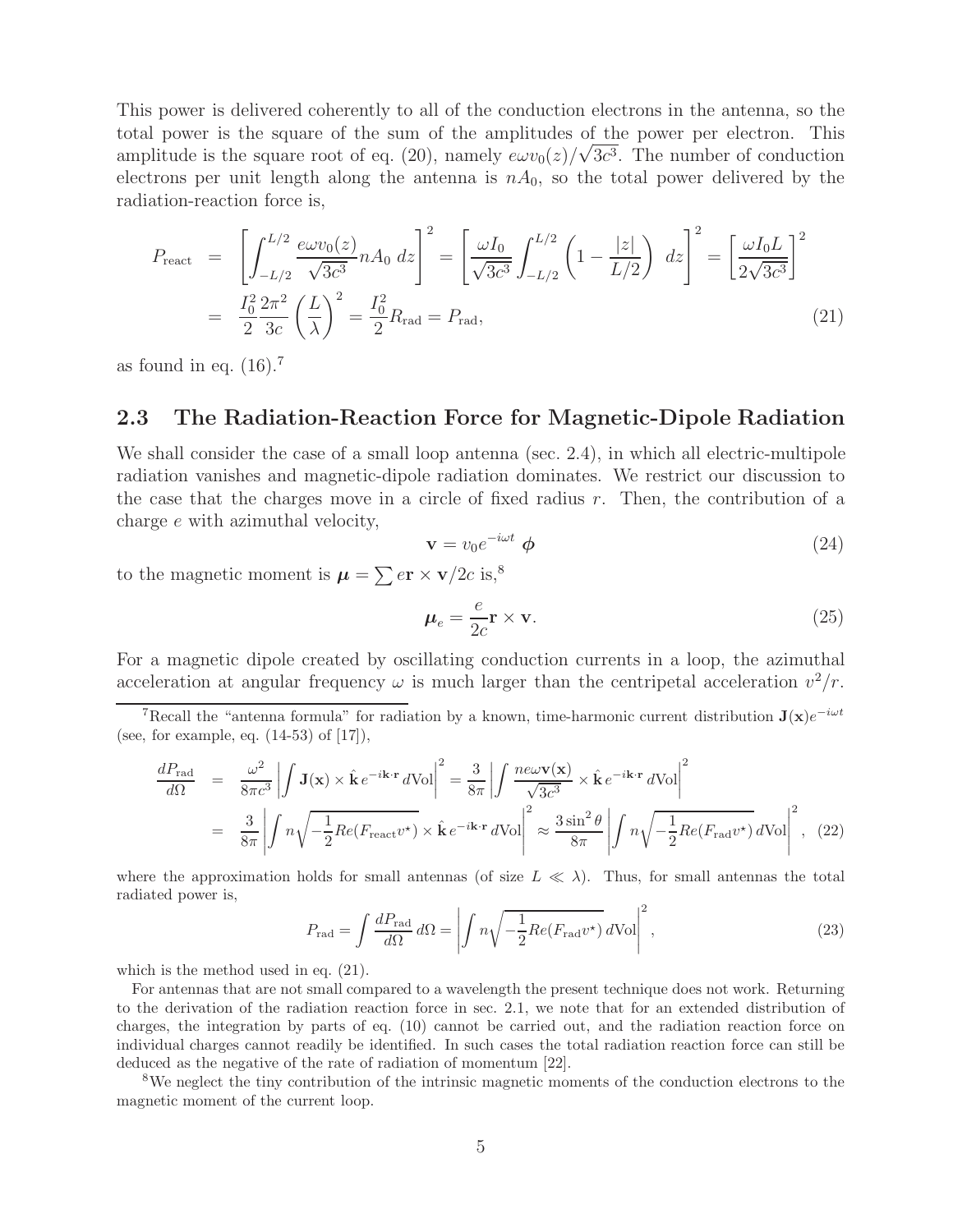This power is delivered coherently to all of the conduction electrons in the antenna, so the total power is the square of the sum of the amplitudes of the power per electron. This amplitude is the square root of eq. (20), namely $e\omega v_0(z)/\sqrt{3c^3}$. The number of conduction electrons per unit length along the antenna is $nA_0$, so the total power delivered by the radiation-reaction force is,

$$
\begin{aligned}
P_{\rm react} &= \left[ \int_{-L/2}^{L/2} \frac{e\omega v_0(z)}{\sqrt{3c^3}} n A_0 \, dz \right]^2 = \left[ \frac{\omega I_0}{\sqrt{3c^3}} \int_{-L/2}^{L/2} \left( 1 - \frac{|z|}{L/2} \right) \, dz \right]^2 = \left[ \frac{\omega I_0 L}{2\sqrt{3c^3}} \right]^2 \\
&= \frac{I_0^2}{2} \frac{2\pi^2}{3c} \left( \frac{L}{\lambda} \right)^2 = \frac{I_0^2}{2} R_{\rm rad} = P_{\rm rad}, \qquad (21)
\end{aligned}
$$

as found in eq. (16).[7]

## 2.3 The Radiation-Reaction Force for Magnetic-Dipole Radiation

We shall consider the case of a small loop antenna (sec. 2.4), in which all electric-multipole radiation vanishes and magnetic-dipole radiation dominates. We restrict our discussion to the case that the charges move in a circle of fixed radius $r$. Then, the contribution of a charge $e$ with azimuthal velocity,

$$
\mathbf{v} = v_0 e^{-i\omega t} \, \boldsymbol{\phi} \qquad (24)
$$

to the magnetic moment is $\boldsymbol{\mu} = \sum e\mathbf{r} \times \mathbf{v}/2c$ is,[8]

$$
\boldsymbol{\mu}_e = \frac{e}{2c} \mathbf{r} \times \mathbf{v}. \qquad (25)
$$

For a magnetic dipole created by oscillating conduction currents in a loop, the azimuthal acceleration at angular frequency $\omega$ is much larger than the centripetal acceleration $v^2/r$.

---

[7] Recall the "antenna formula" for radiation by a known, time-harmonic current distribution $\mathbf{J}(\mathbf{x})e^{-i\omega t}$ (see, for example, eq. (14-53) of [17]),

$$
\begin{aligned}
\frac{dP_{\rm rad}}{d\Omega} &= \frac{\omega^2}{8\pi c^3} \left| \int \mathbf{J}(\mathbf{x}) \times \hat{\mathbf{k}} \, e^{-i\mathbf{k}\cdot\mathbf{r}} \, d{\rm Vol} \right|^2 = \frac{3}{8\pi} \left| \int \frac{ne\omega \mathbf{v}(\mathbf{x})}{\sqrt{3c^3}} \times \hat{\mathbf{k}} \, e^{-i\mathbf{k}\cdot\mathbf{r}} \, d{\rm Vol} \right|^2 \\
&= \frac{3}{8\pi} \left| \int n \sqrt{-\frac{1}{2} Re(F_{\rm react} v^\star)} \times \hat{\mathbf{k}} \, e^{-i\mathbf{k}\cdot\mathbf{r}} \, d{\rm Vol} \right|^2 \approx \frac{3\sin^2\theta}{8\pi} \left| \int n \sqrt{-\frac{1}{2} Re(F_{\rm rad} v^\star)} \, d{\rm Vol} \right|^2, \quad (22)
\end{aligned}
$$

where the approximation holds for small antennas (of size $L \ll \lambda$). Thus, for small antennas the total radiated power is,

$$
P_{\rm rad} = \int \frac{dP_{\rm rad}}{d\Omega} \, d\Omega = \left| \int n \sqrt{-\frac{1}{2} Re(F_{\rm rad} v^\star)} \, d{\rm Vol} \right|^2, \qquad (23)
$$

which is the method used in eq. (21).

For antennas that are not small compared to a wavelength the present technique does not work. Returning to the derivation of the radiation reaction force in sec. 2.1, we note that for an extended distribution of charges, the integration by parts of eq. (10) cannot be carried out, and the radiation reaction force on individual charges cannot readily be identified. In such cases the total radiation reaction force can still be deduced as the negative of the rate of radiation of momentum [22].

[8] We neglect the tiny contribution of the intrinsic magnetic moments of the conduction electrons to the magnetic moment of the current loop.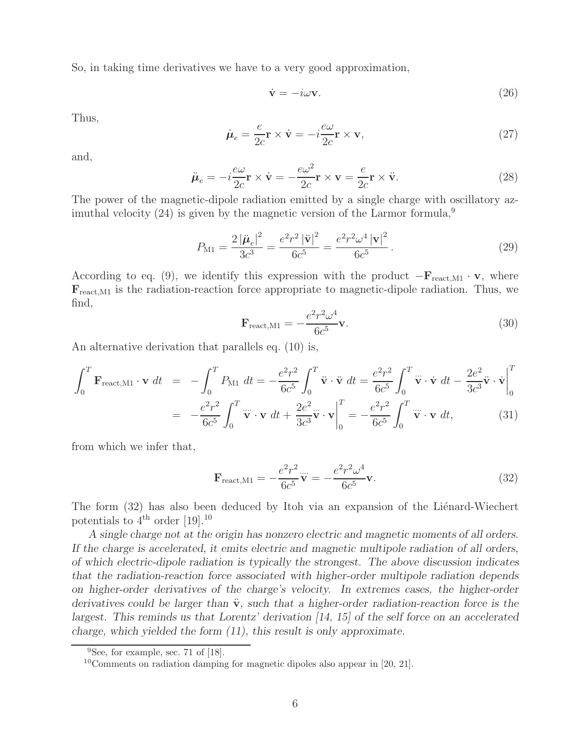So, in taking time derivatives we have to a very good approximation,

$$\dot{\mathbf{v}} = -i\omega\mathbf{v}. \tag{26}$$

Thus,

$$\dot{\boldsymbol{\mu}}_e = \frac{e}{2c}\mathbf{r}\times\dot{\mathbf{v}} = -i\frac{e\omega}{2c}\mathbf{r}\times\mathbf{v}, \tag{27}$$

and,

$$\ddot{\boldsymbol{\mu}}_e = -i\frac{e\omega}{2c}\mathbf{r}\times\dot{\mathbf{v}} = -\frac{e\omega^2}{2c}\mathbf{r}\times\mathbf{v} = \frac{e}{2c}\mathbf{r}\times\ddot{\mathbf{v}}. \tag{28}$$

The power of the magnetic-dipole radiation emitted by a single charge with oscillatory azimuthal velocity (24) is given by the magnetic version of the Larmor formula,[9]

$$P_{\rm M1} = \frac{2\left|\ddot{\boldsymbol{\mu}}_e\right|^2}{3c^3} = \frac{e^2r^2\left|\ddot{\mathbf{v}}\right|^2}{6c^5} = \frac{e^2r^2\omega^4\left|\mathbf{v}\right|^2}{6c^5}. \tag{29}$$

According to eq. (9), we identify this expression with the product $-\mathbf{F}_{\rm react,M1}\cdot\mathbf{v}$, where $\mathbf{F}_{\rm react,M1}$ is the radiation-reaction force appropriate to magnetic-dipole radiation. Thus, we find,

$$\mathbf{F}_{\rm react,M1} = -\frac{e^2r^2\omega^4}{6c^5}\mathbf{v}. \tag{30}$$

An alternative derivation that parallels eq. (10) is,

$$\begin{aligned}
\int_0^T \mathbf{F}_{\rm react,M1}\cdot\mathbf{v}\;dt &= -\int_0^T P_{\rm M1}\;dt = -\frac{e^2r^2}{6c^5}\int_0^T \ddot{\mathbf{v}}\cdot\ddot{\mathbf{v}}\;dt = \frac{e^2r^2}{6c^5}\int_0^T \dddot{\mathbf{v}}\cdot\dot{\mathbf{v}}\;dt - \frac{2e^2}{3c^3}\ddot{\mathbf{v}}\cdot\dot{\mathbf{v}}\bigg|_0^T \\
&= -\frac{e^2r^2}{6c^5}\int_0^T \ddddot{\mathbf{v}}\cdot\mathbf{v}\;dt + \frac{2e^2}{3c^3}\dddot{\mathbf{v}}\cdot\mathbf{v}\bigg|_0^T = -\frac{e^2r^2}{6c^5}\int_0^T \ddddot{\mathbf{v}}\cdot\mathbf{v}\;dt,
\end{aligned} \tag{31}$$

from which we infer that,

$$\mathbf{F}_{\rm react,M1} = -\frac{e^2r^2}{6c^5}\ddddot{\mathbf{v}} = -\frac{e^2r^2\omega^4}{6c^5}\mathbf{v}. \tag{32}$$

The form (32) has also been deduced by Itoh via an expansion of the Liénard-Wiechert potentials to 4$^{\rm th}$ order [19].[10]

*A single charge not at the origin has nonzero electric and magnetic moments of all orders. If the charge is accelerated, it emits electric and magnetic multipole radiation of all orders, of which electric-dipole radiation is typically the strongest. The above discussion indicates that the radiation-reaction force associated with higher-order multipole radiation depends on higher-order derivatives of the charge's velocity. In extremes cases, the higher-order derivatives could be larger than* $\ddot{\mathbf{v}}$, *such that a higher-order radiation-reaction force is the largest. This reminds us that Lorentz' derivation [14, 15] of the self force on an accelerated charge, which yielded the form (11), this result is only approximate.*

---

[9] See, for example, sec. 71 of [18].

[10] Comments on radiation damping for magnetic dipoles also appear in [20, 21].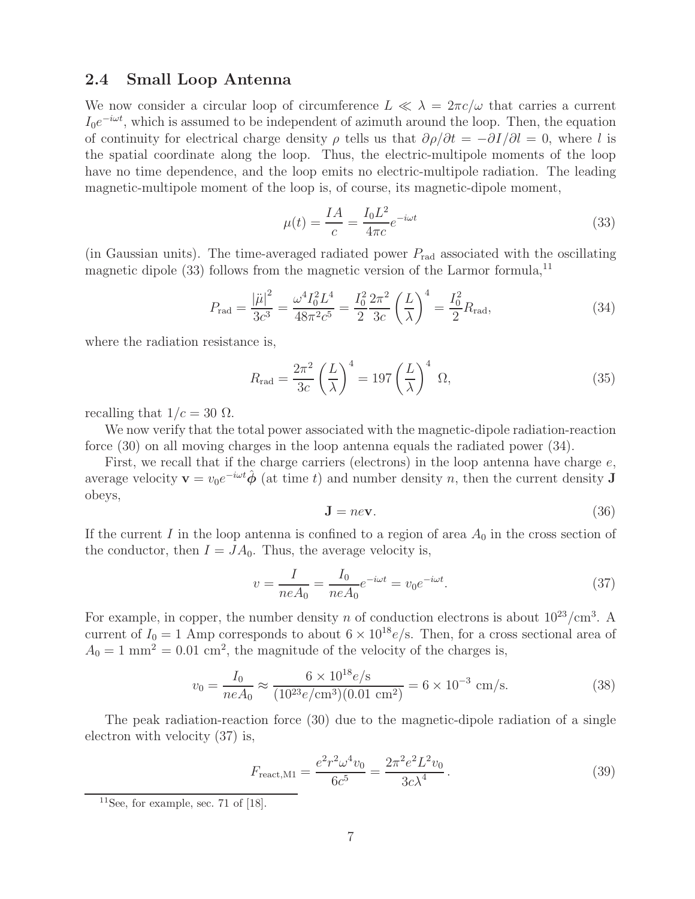### 2.4 Small Loop Antenna

We now consider a circular loop of circumference $L \ll \lambda = 2\pi c/\omega$ that carries a current $I_0 e^{-i\omega t}$, which is assumed to be independent of azimuth around the loop. Then, the equation of continuity for electrical charge density $\rho$ tells us that $\partial\rho/\partial t = -\partial I/\partial l = 0$, where $l$ is the spatial coordinate along the loop. Thus, the electric-multipole moments of the loop have no time dependence, and the loop emits no electric-multipole radiation. The leading magnetic-multipole moment of the loop is, of course, its magnetic-dipole moment,

$$\mu(t) = \frac{IA}{c} = \frac{I_0 L^2}{4\pi c} e^{-i\omega t} \tag{33}$$

(in Gaussian units). The time-averaged radiated power $P_{\rm rad}$ associated with the oscillating magnetic dipole (33) follows from the magnetic version of the Larmor formula,[11]

$$P_{\rm rad} = \frac{|\ddot{\mu}|^2}{3c^3} = \frac{\omega^4 I_0^2 L^4}{48\pi^2 c^5} = \frac{I_0^2}{2}\frac{2\pi^2}{3c}\left(\frac{L}{\lambda}\right)^4 = \frac{I_0^2}{2} R_{\rm rad}, \tag{34}$$

where the radiation resistance is,

$$R_{\rm rad} = \frac{2\pi^2}{3c}\left(\frac{L}{\lambda}\right)^4 = 197\left(\frac{L}{\lambda}\right)^4 \ \Omega, \tag{35}$$

recalling that $1/c = 30\ \Omega$.

We now verify that the total power associated with the magnetic-dipole radiation-reaction force (30) on all moving charges in the loop antenna equals the radiated power (34).

First, we recall that if the charge carriers (electrons) in the loop antenna have charge $e$, average velocity $\mathbf{v} = v_0 e^{-i\omega t}\hat{\boldsymbol{\phi}}$ (at time $t$) and number density $n$, then the current density $\mathbf{J}$ obeys,

$$\mathbf{J} = ne\mathbf{v}. \tag{36}$$

If the current $I$ in the loop antenna is confined to a region of area $A_0$ in the cross section of the conductor, then $I = JA_0$. Thus, the average velocity is,

$$v = \frac{I}{neA_0} = \frac{I_0}{neA_0} e^{-i\omega t} = v_0 e^{-i\omega t}. \tag{37}$$

For example, in copper, the number density $n$ of conduction electrons is about $10^{23}/\text{cm}^3$. A current of $I_0 = 1$ Amp corresponds to about $6 \times 10^{18} e/\text{s}$. Then, for a cross sectional area of $A_0 = 1\ \text{mm}^2 = 0.01\ \text{cm}^2$, the magnitude of the velocity of the charges is,

$$v_0 = \frac{I_0}{neA_0} \approx \frac{6 \times 10^{18} e/\text{s}}{(10^{23} e/\text{cm}^3)(0.01\ \text{cm}^2)} = 6 \times 10^{-3}\ \text{cm/s}. \tag{38}$$

The peak radiation-reaction force (30) due to the magnetic-dipole radiation of a single electron with velocity (37) is,

$$F_{\rm react,M1} = \frac{e^2 r^2 \omega^4 v_0}{6c^5} = \frac{2\pi^2 e^2 L^2 v_0}{3c\lambda^4}. \tag{39}$$

[11] See, for example, sec. 71 of [18].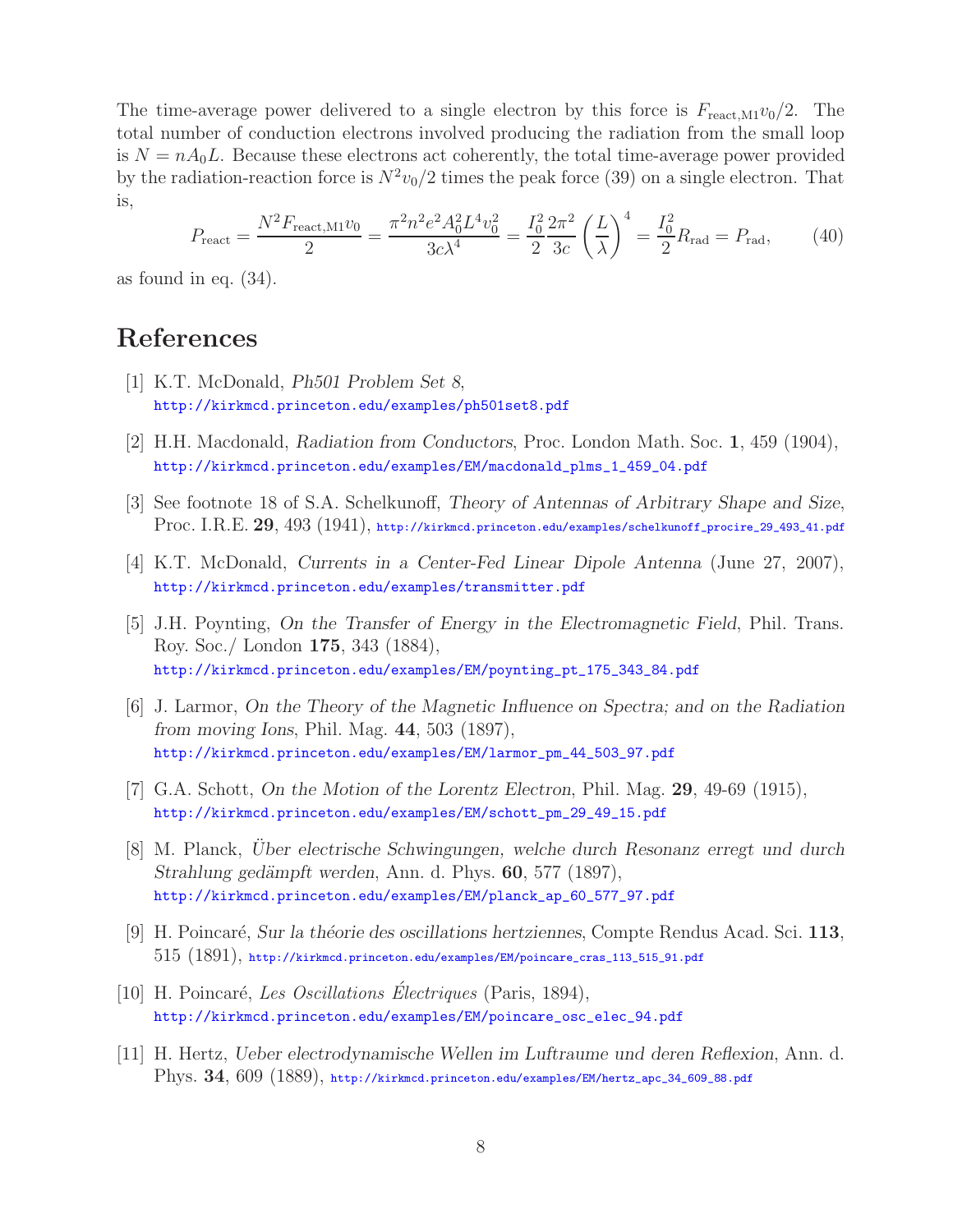The time-average power delivered to a single electron by this force is $F_{\rm react,M1} v_0/2$. The total number of conduction electrons involved producing the radiation from the small loop is $N = nA_0L$. Because these electrons act coherently, the total time-average power provided by the radiation-reaction force is $N^2 v_0/2$ times the peak force (39) on a single electron. That is,

$$P_{\rm react} = \frac{N^2 F_{\rm react,M1} v_0}{2} = \frac{\pi^2 n^2 e^2 A_0^2 L^4 v_0^2}{3c\lambda^4} = \frac{I_0^2}{2} \frac{2\pi^2}{3c} \left(\frac{L}{\lambda}\right)^4 = \frac{I_0^2}{2} R_{\rm rad} = P_{\rm rad}, \qquad (40)$$

as found in eq. (34).

## References

[1] K.T. McDonald, *Ph501 Problem Set 8*,
http://kirkmcd.princeton.edu/examples/ph501set8.pdf

[2] H.H. Macdonald, *Radiation from Conductors*, Proc. London Math. Soc. **1**, 459 (1904),
http://kirkmcd.princeton.edu/examples/EM/macdonald_plms_1_459_04.pdf

[3] See footnote 18 of S.A. Schelkunoff, *Theory of Antennas of Arbitrary Shape and Size*, Proc. I.R.E. **29**, 493 (1941), http://kirkmcd.princeton.edu/examples/schelkunoff_procire_29_493_41.pdf

[4] K.T. McDonald, *Currents in a Center-Fed Linear Dipole Antenna* (June 27, 2007),
http://kirkmcd.princeton.edu/examples/transmitter.pdf

[5] J.H. Poynting, *On the Transfer of Energy in the Electromagnetic Field*, Phil. Trans. Roy. Soc./ London **175**, 343 (1884),
http://kirkmcd.princeton.edu/examples/EM/poynting_pt_175_343_84.pdf

[6] J. Larmor, *On the Theory of the Magnetic Influence on Spectra; and on the Radiation from moving Ions*, Phil. Mag. **44**, 503 (1897),
http://kirkmcd.princeton.edu/examples/EM/larmor_pm_44_503_97.pdf

[7] G.A. Schott, *On the Motion of the Lorentz Electron*, Phil. Mag. **29**, 49-69 (1915),
http://kirkmcd.princeton.edu/examples/EM/schott_pm_29_49_15.pdf

[8] M. Planck, *Über electrische Schwingungen, welche durch Resonanz erregt und durch Strahlung gedämpft werden*, Ann. d. Phys. **60**, 577 (1897),
http://kirkmcd.princeton.edu/examples/EM/planck_ap_60_577_97.pdf

[9] H. Poincaré, *Sur la théorie des oscillations hertziennes*, Compte Rendus Acad. Sci. **113**, 515 (1891), http://kirkmcd.princeton.edu/examples/EM/poincare_cras_113_515_91.pdf

[10] H. Poincaré, *Les Oscillations Électriques* (Paris, 1894),
http://kirkmcd.princeton.edu/examples/EM/poincare_osc_elec_94.pdf

[11] H. Hertz, *Ueber electrodynamische Wellen im Luftraume und deren Reflexion*, Ann. d. Phys. **34**, 609 (1889), http://kirkmcd.princeton.edu/examples/EM/hertz_apc_34_609_88.pdf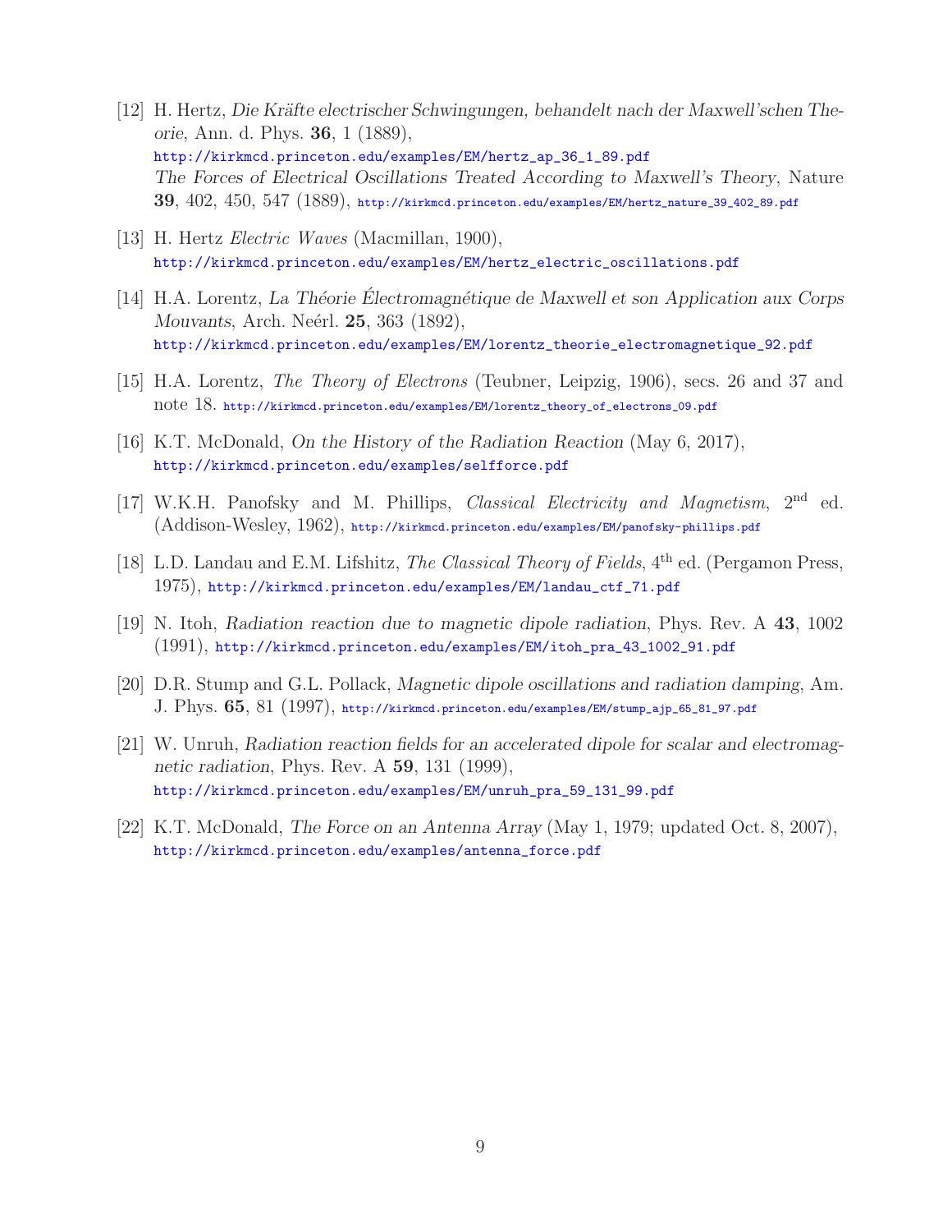[12] H. Hertz, *Die Kräfte electrischer Schwingungen, behandelt nach der Maxwell'schen Theorie*, Ann. d. Phys. **36**, 1 (1889),
http://kirkmcd.princeton.edu/examples/EM/hertz_ap_36_1_89.pdf
*The Forces of Electrical Oscillations Treated According to Maxwell's Theory*, Nature **39**, 402, 450, 547 (1889), http://kirkmcd.princeton.edu/examples/EM/hertz_nature_39_402_89.pdf

[13] H. Hertz *Electric Waves* (Macmillan, 1900),
http://kirkmcd.princeton.edu/examples/EM/hertz_electric_oscillations.pdf

[14] H.A. Lorentz, *La Théorie Électromagnétique de Maxwell et son Application aux Corps Mouvants*, Arch. Neérl. **25**, 363 (1892),
http://kirkmcd.princeton.edu/examples/EM/lorentz_theorie_electromagnetique_92.pdf

[15] H.A. Lorentz, *The Theory of Electrons* (Teubner, Leipzig, 1906), secs. 26 and 37 and note 18. http://kirkmcd.princeton.edu/examples/EM/lorentz_theory_of_electrons_09.pdf

[16] K.T. McDonald, *On the History of the Radiation Reaction* (May 6, 2017),
http://kirkmcd.princeton.edu/examples/selfforce.pdf

[17] W.K.H. Panofsky and M. Phillips, *Classical Electricity and Magnetism*, 2nd ed. (Addison-Wesley, 1962), http://kirkmcd.princeton.edu/examples/EM/panofsky-phillips.pdf

[18] L.D. Landau and E.M. Lifshitz, *The Classical Theory of Fields*, 4th ed. (Pergamon Press, 1975), http://kirkmcd.princeton.edu/examples/EM/landau_ctf_71.pdf

[19] N. Itoh, *Radiation reaction due to magnetic dipole radiation*, Phys. Rev. A **43**, 1002 (1991), http://kirkmcd.princeton.edu/examples/EM/itoh_pra_43_1002_91.pdf

[20] D.R. Stump and G.L. Pollack, *Magnetic dipole oscillations and radiation damping*, Am. J. Phys. **65**, 81 (1997), http://kirkmcd.princeton.edu/examples/EM/stump_ajp_65_81_97.pdf

[21] W. Unruh, *Radiation reaction fields for an accelerated dipole for scalar and electromagnetic radiation*, Phys. Rev. A **59**, 131 (1999),
http://kirkmcd.princeton.edu/examples/EM/unruh_pra_59_131_99.pdf

[22] K.T. McDonald, *The Force on an Antenna Array* (May 1, 1979; updated Oct. 8, 2007),
http://kirkmcd.princeton.edu/examples/antenna_force.pdf